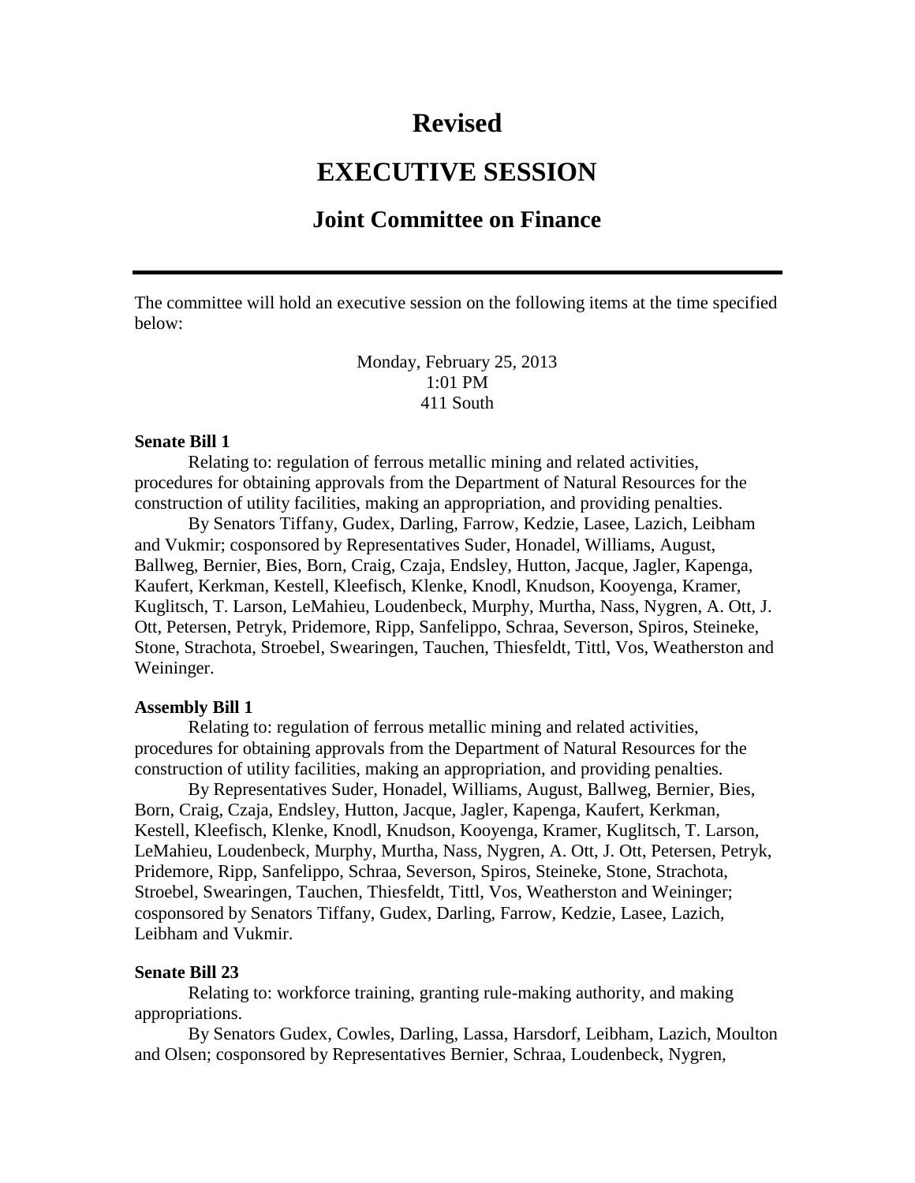# Revised

# EXECUTIVE SESSION

## Joint Committee on Finance

---

The committee will hold an executive session on the following items at the time specified below:

Monday, February 25, 2013
1:01 PM
411 South

**Senate Bill 1**

Relating to: regulation of ferrous metallic mining and related activities, procedures for obtaining approvals from the Department of Natural Resources for the construction of utility facilities, making an appropriation, and providing penalties.

By Senators Tiffany, Gudex, Darling, Farrow, Kedzie, Lasee, Lazich, Leibham and Vukmir; cosponsored by Representatives Suder, Honadel, Williams, August, Ballweg, Bernier, Bies, Born, Craig, Czaja, Endsley, Hutton, Jacque, Jagler, Kapenga, Kaufert, Kerkman, Kestell, Kleefisch, Klenke, Knodl, Knudson, Kooyenga, Kramer, Kuglitsch, T. Larson, LeMahieu, Loudenbeck, Murphy, Murtha, Nass, Nygren, A. Ott, J. Ott, Petersen, Petryk, Pridemore, Ripp, Sanfelippo, Schraa, Severson, Spiros, Steineke, Stone, Strachota, Stroebel, Swearingen, Tauchen, Thiesfeldt, Tittl, Vos, Weatherston and Weininger.

**Assembly Bill 1**

Relating to: regulation of ferrous metallic mining and related activities, procedures for obtaining approvals from the Department of Natural Resources for the construction of utility facilities, making an appropriation, and providing penalties.

By Representatives Suder, Honadel, Williams, August, Ballweg, Bernier, Bies, Born, Craig, Czaja, Endsley, Hutton, Jacque, Jagler, Kapenga, Kaufert, Kerkman, Kestell, Kleefisch, Klenke, Knodl, Knudson, Kooyenga, Kramer, Kuglitsch, T. Larson, LeMahieu, Loudenbeck, Murphy, Murtha, Nass, Nygren, A. Ott, J. Ott, Petersen, Petryk, Pridemore, Ripp, Sanfelippo, Schraa, Severson, Spiros, Steineke, Stone, Strachota, Stroebel, Swearingen, Tauchen, Thiesfeldt, Tittl, Vos, Weatherston and Weininger; cosponsored by Senators Tiffany, Gudex, Darling, Farrow, Kedzie, Lasee, Lazich, Leibham and Vukmir.

**Senate Bill 23**

Relating to: workforce training, granting rule-making authority, and making appropriations.

By Senators Gudex, Cowles, Darling, Lassa, Harsdorf, Leibham, Lazich, Moulton and Olsen; cosponsored by Representatives Bernier, Schraa, Loudenbeck, Nygren,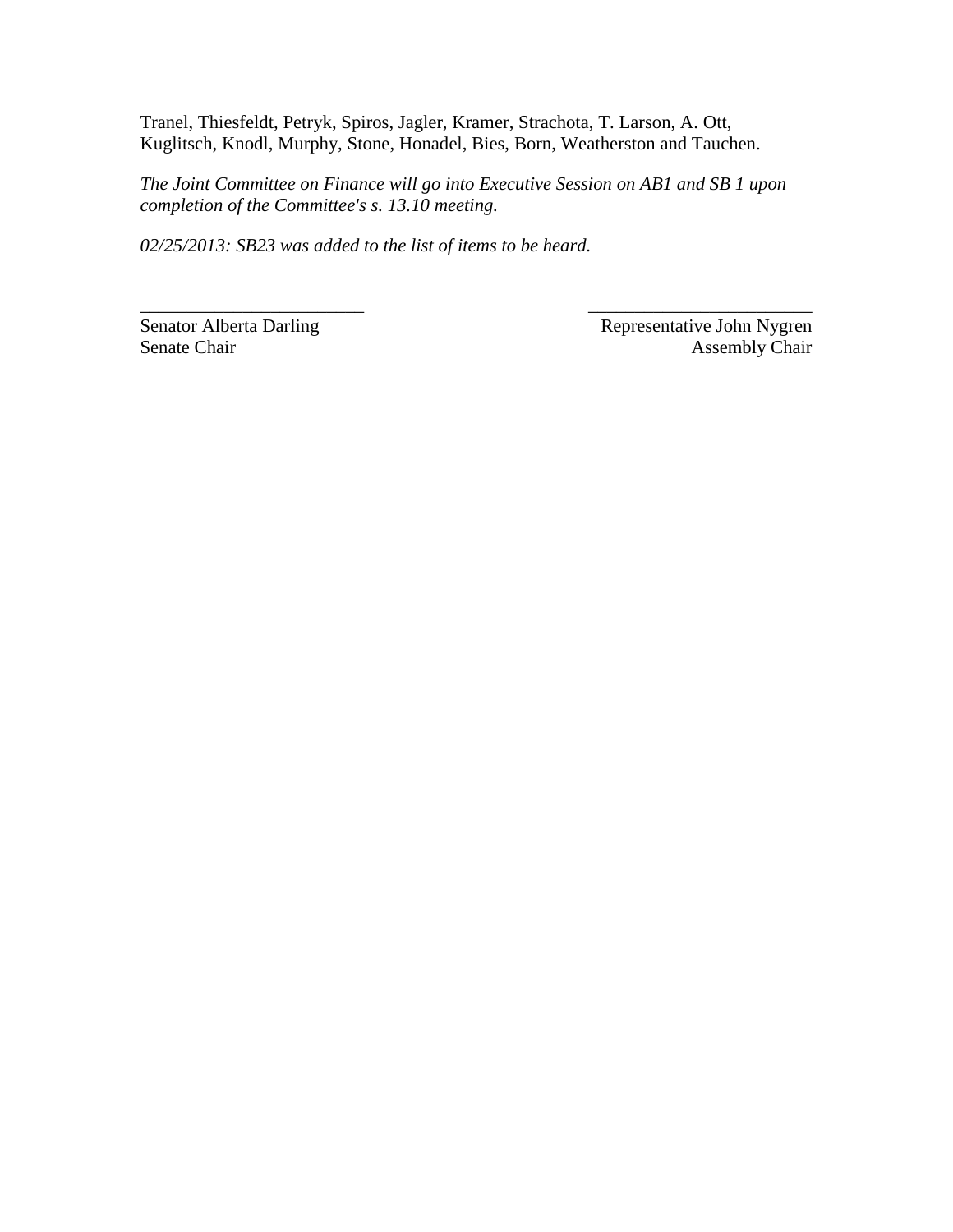Tranel, Thiesfeldt, Petryk, Spiros, Jagler, Kramer, Strachota, T. Larson, A. Ott, Kuglitsch, Knodl, Murphy, Stone, Honadel, Bies, Born, Weatherston and Tauchen.

*The Joint Committee on Finance will go into Executive Session on AB1 and SB 1 upon completion of the Committee's s. 13.10 meeting.*

*02/25/2013: SB23 was added to the list of items to be heard.*

| | |
|---|---|
| ________________________ | ________________________ |
| Senator Alberta Darling | Representative John Nygren |
| Senate Chair | Assembly Chair |